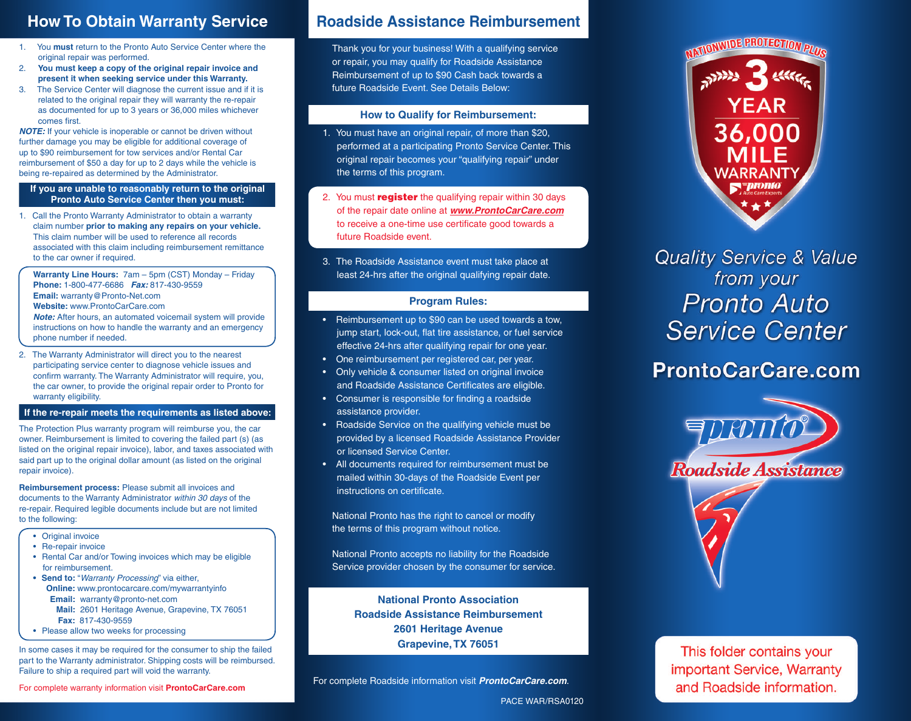# How To Obtain Warranty Service

1. You **must** return to the Pronto Auto Service Center where the original repair was performed.
2. **You must keep a copy of the original repair invoice and present it when seeking service under this Warranty.**
3. The Service Center will diagnose the current issue and if it is related to the original repair they will warranty the re-repair as documented for up to 3 years or 36,000 miles whichever comes first.

***NOTE:*** If your vehicle is inoperable or cannot be driven without further damage you may be eligible for additional coverage of up to $90 reimbursement for tow services and/or Rental Car reimbursement of $50 a day for up to 2 days while the vehicle is being re-repaired as determined by the Administrator.

### If you are unable to reasonably return to the original Pronto Auto Service Center then you must:

1. Call the Pronto Warranty Administrator to obtain a warranty claim number **prior to making any repairs on your vehicle.** This claim number will be used to reference all records associated with this claim including reimbursement remittance to the car owner if required.

   **Warranty Line Hours:** 7am – 5pm (CST) Monday – Friday
   **Phone:** 1-800-477-6686 ***Fax:*** 817-430-9559
   **Email:** warranty@Pronto-Net.com
   **Website:** www.ProntoCarCare.com
   ***Note:*** After hours, an automated voicemail system will provide instructions on how to handle the warranty and an emergency phone number if needed.

2. The Warranty Administrator will direct you to the nearest participating service center to diagnose vehicle issues and confirm warranty. The Warranty Administrator will require, you, the car owner, to provide the original repair order to Pronto for warranty eligibility.

### If the re-repair meets the requirements as listed above:

The Protection Plus warranty program will reimburse you, the car owner. Reimbursement is limited to covering the failed part (s) (as listed on the original repair invoice), labor, and taxes associated with said part up to the original dollar amount (as listed on the original repair invoice).

**Reimbursement process:** Please submit all invoices and documents to the Warranty Administrator *within 30 days* of the re-repair. Required legible documents include but are not limited to the following:

- Original invoice
- Re-repair invoice
- Rental Car and/or Towing invoices which may be eligible for reimbursement.
- **Send to:** "*Warranty Processing*" via either,
  **Online:** www.prontocarcare.com/mywarrantyinfo
  **Email:** warranty@pronto-net.com
  **Mail:** 2601 Heritage Avenue, Grapevine, TX 76051
  **Fax:** 817-430-9559
- Please allow two weeks for processing

In some cases it may be required for the consumer to ship the failed part to the Warranty administrator. Shipping costs will be reimbursed. Failure to ship a required part will void the warranty.

For complete warranty information visit **ProntoCarCare.com**

# Roadside Assistance Reimbursement

Thank you for your business! With a qualifying service or repair, you may qualify for Roadside Assistance Reimbursement of up to $90 Cash back towards a future Roadside Event. See Details Below:

### How to Qualify for Reimbursement:

1. You must have an original repair, of more than $20, performed at a participating Pronto Service Center. This original repair becomes your "qualifying repair" under the terms of this program.
2. You must **register** the qualifying repair within 30 days of the repair date online at ***www.ProntoCarCare.com*** to receive a one-time use certificate good towards a future Roadside event.
3. The Roadside Assistance event must take place at least 24-hrs after the original qualifying repair date.

### Program Rules:

- Reimbursement up to $90 can be used towards a tow, jump start, lock-out, flat tire assistance, or fuel service effective 24-hrs after qualifying repair for one year.
- One reimbursement per registered car, per year.
- Only vehicle & consumer listed on original invoice and Roadside Assistance Certificates are eligible.
- Consumer is responsible for finding a roadside assistance provider.
- Roadside Service on the qualifying vehicle must be provided by a licensed Roadside Assistance Provider or licensed Service Center.
- All documents required for reimbursement must be mailed within 30-days of the Roadside Event per instructions on certificate.

National Pronto has the right to cancel or modify the terms of this program without notice.

National Pronto accepts no liability for the Roadside Service provider chosen by the consumer for service.

**National Pronto Association**
**Roadside Assistance Reimbursement**
**2601 Heritage Avenue**
**Grapevine, TX 76051**

For complete Roadside information visit ***ProntoCarCare.com***.

PACE WAR/RSA0120

NATIONWIDE PROTECTION PLUS
3 YEAR 36,000 MILE WARRANTY
pronto Auto Care Experts

*Quality Service & Value from your Pronto Auto Service Center*

**ProntoCarCare.com**

pronto® Roadside Assistance

This folder contains your important Service, Warranty and Roadside information.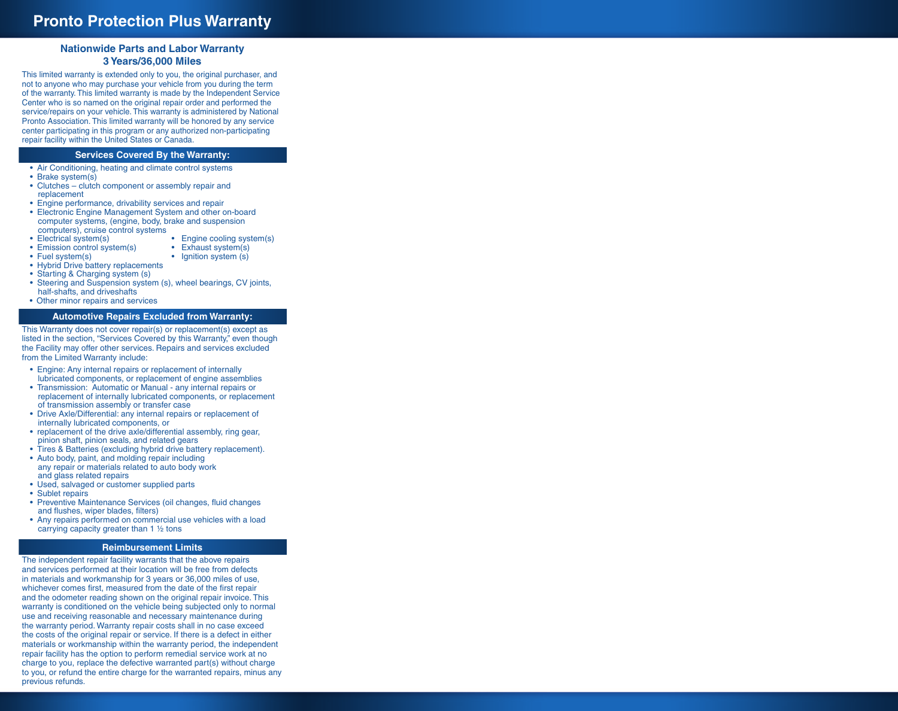# Pronto Protection Plus Warranty

## Nationwide Parts and Labor Warranty
## 3 Years/36,000 Miles

This limited warranty is extended only to you, the original purchaser, and not to anyone who may purchase your vehicle from you during the term of the warranty. This limited warranty is made by the Independent Service Center who is so named on the original repair order and performed the service/repairs on your vehicle. This warranty is administered by National Pronto Association. This limited warranty will be honored by any service center participating in this program or any authorized non-participating repair facility within the United States or Canada.

### Services Covered By the Warranty:

- Air Conditioning, heating and climate control systems
- Brake system(s)
- Clutches – clutch component or assembly repair and replacement
- Engine performance, drivability services and repair
- Electronic Engine Management System and other on-board computer systems, (engine, body, brake and suspension computers), cruise control systems
- Electrical system(s)
- Emission control system(s)
- Fuel system(s)
- Engine cooling system(s)
- Exhaust system(s)
- Ignition system (s)
- Hybrid Drive battery replacements
- Starting & Charging system (s)
- Steering and Suspension system (s), wheel bearings, CV joints, half-shafts, and driveshafts
- Other minor repairs and services

### Automotive Repairs Excluded from Warranty:

This Warranty does not cover repair(s) or replacement(s) except as listed in the section, "Services Covered by this Warranty," even though the Facility may offer other services. Repairs and services excluded from the Limited Warranty include:

- Engine: Any internal repairs or replacement of internally lubricated components, or replacement of engine assemblies
- Transmission: Automatic or Manual - any internal repairs or replacement of internally lubricated components, or replacement of transmission assembly or transfer case
- Drive Axle/Differential: any internal repairs or replacement of internally lubricated components, or
- replacement of the drive axle/differential assembly, ring gear, pinion shaft, pinion seals, and related gears
- Tires & Batteries (excluding hybrid drive battery replacement).
- Auto body, paint, and molding repair including any repair or materials related to auto body work and glass related repairs
- Used, salvaged or customer supplied parts
- Sublet repairs
- Preventive Maintenance Services (oil changes, fluid changes and flushes, wiper blades, filters)
- Any repairs performed on commercial use vehicles with a load carrying capacity greater than 1 ½ tons

### Reimbursement Limits

The independent repair facility warrants that the above repairs and services performed at their location will be free from defects in materials and workmanship for 3 years or 36,000 miles of use, whichever comes first, measured from the date of the first repair and the odometer reading shown on the original repair invoice. This warranty is conditioned on the vehicle being subjected only to normal use and receiving reasonable and necessary maintenance during the warranty period. Warranty repair costs shall in no case exceed the costs of the original repair or service. If there is a defect in either materials or workmanship within the warranty period, the independent repair facility has the option to perform remedial service work at no charge to you, replace the defective warranted part(s) without charge to you, or refund the entire charge for the warranted repairs, minus any previous refunds.